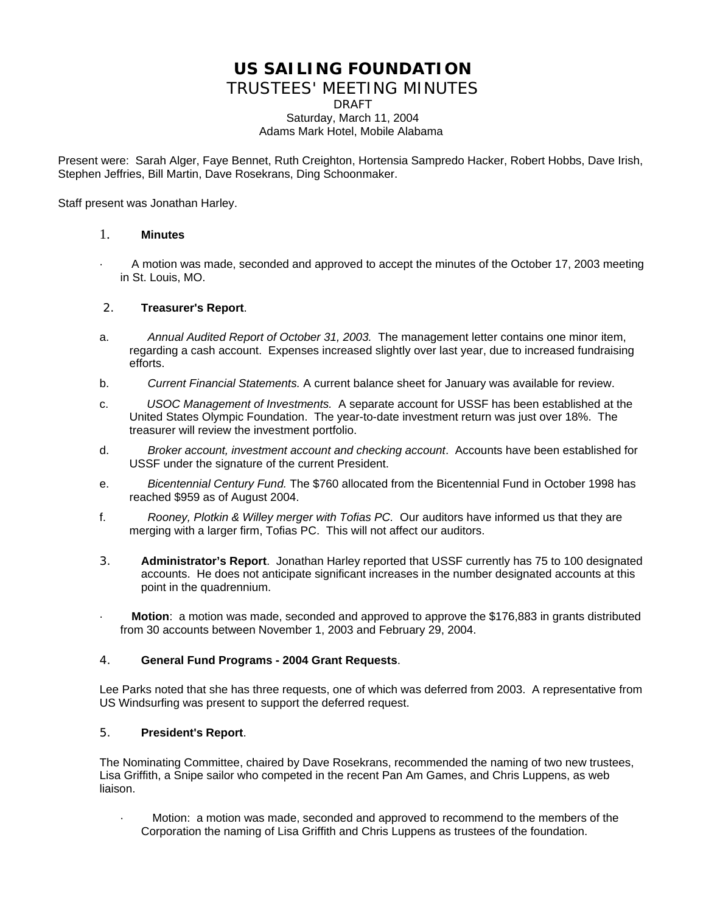# US SAILING FOUNDATION

## TRUSTEES' MEETING MINUTES

DRAFT

Saturday, March 11, 2004

Adams Mark Hotel, Mobile Alabama

Present were: Sarah Alger, Faye Bennet, Ruth Creighton, Hortensia Sampredo Hacker, Robert Hobbs, Dave Irish, Stephen Jeffries, Bill Martin, Dave Rosekrans, Ding Schoonmaker.

Staff present was Jonathan Harley.

1. **Minutes**

- A motion was made, seconded and approved to accept the minutes of the October 17, 2003 meeting in St. Louis, MO.

2. **Treasurer's Report**.

a. *Annual Audited Report of October 31, 2003.* The management letter contains one minor item, regarding a cash account. Expenses increased slightly over last year, due to increased fundraising efforts.

b. *Current Financial Statements.* A current balance sheet for January was available for review.

c. *USOC Management of Investments.* A separate account for USSF has been established at the United States Olympic Foundation. The year-to-date investment return was just over 18%. The treasurer will review the investment portfolio.

d. *Broker account, investment account and checking account*. Accounts have been established for USSF under the signature of the current President.

e. *Bicentennial Century Fund.* The $760 allocated from the Bicentennial Fund in October 1998 has reached $959 as of August 2004.

f. *Rooney, Plotkin & Willey merger with Tofias PC.* Our auditors have informed us that they are merging with a larger firm, Tofias PC. This will not affect our auditors.

3. **Administrator's Report**. Jonathan Harley reported that USSF currently has 75 to 100 designated accounts. He does not anticipate significant increases in the number designated accounts at this point in the quadrennium.

- **Motion**: a motion was made, seconded and approved to approve the $176,883 in grants distributed from 30 accounts between November 1, 2003 and February 29, 2004.

4. **General Fund Programs - 2004 Grant Requests**.

Lee Parks noted that she has three requests, one of which was deferred from 2003. A representative from US Windsurfing was present to support the deferred request.

5. **President's Report**.

The Nominating Committee, chaired by Dave Rosekrans, recommended the naming of two new trustees, Lisa Griffith, a Snipe sailor who competed in the recent Pan Am Games, and Chris Luppens, as web liaison.

- Motion: a motion was made, seconded and approved to recommend to the members of the Corporation the naming of Lisa Griffith and Chris Luppens as trustees of the foundation.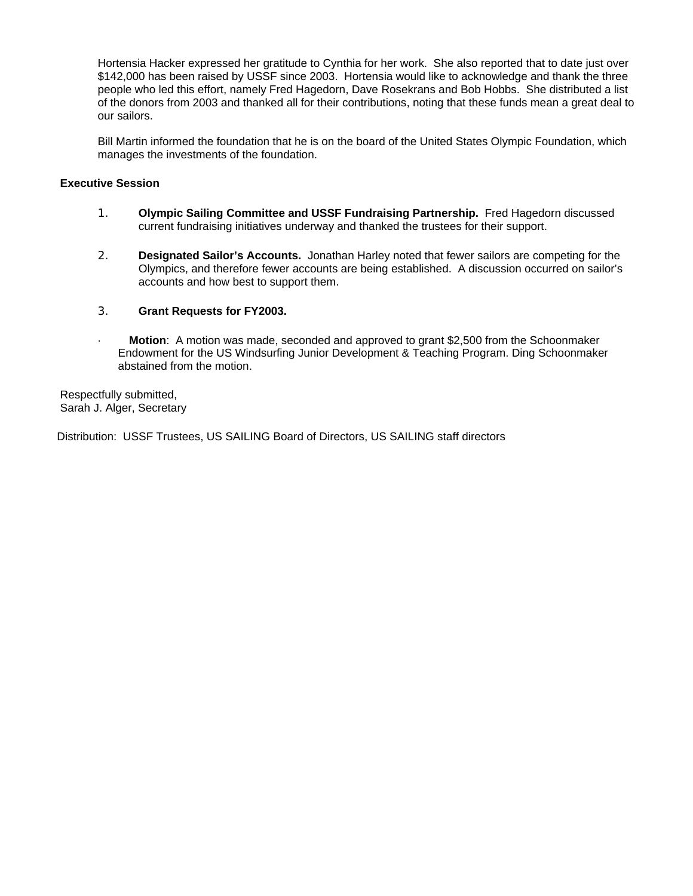Hortensia Hacker expressed her gratitude to Cynthia for her work. She also reported that to date just over $142,000 has been raised by USSF since 2003. Hortensia would like to acknowledge and thank the three people who led this effort, namely Fred Hagedorn, Dave Rosekrans and Bob Hobbs. She distributed a list of the donors from 2003 and thanked all for their contributions, noting that these funds mean a great deal to our sailors.

Bill Martin informed the foundation that he is on the board of the United States Olympic Foundation, which manages the investments of the foundation.

**Executive Session**

1. **Olympic Sailing Committee and USSF Fundraising Partnership.** Fred Hagedorn discussed current fundraising initiatives underway and thanked the trustees for their support.

2. **Designated Sailor's Accounts.** Jonathan Harley noted that fewer sailors are competing for the Olympics, and therefore fewer accounts are being established. A discussion occurred on sailor's accounts and how best to support them.

3. **Grant Requests for FY2003.**

- **Motion**: A motion was made, seconded and approved to grant $2,500 from the Schoonmaker Endowment for the US Windsurfing Junior Development & Teaching Program. Ding Schoonmaker abstained from the motion.

Respectfully submitted,
Sarah J. Alger, Secretary

Distribution: USSF Trustees, US SAILING Board of Directors, US SAILING staff directors